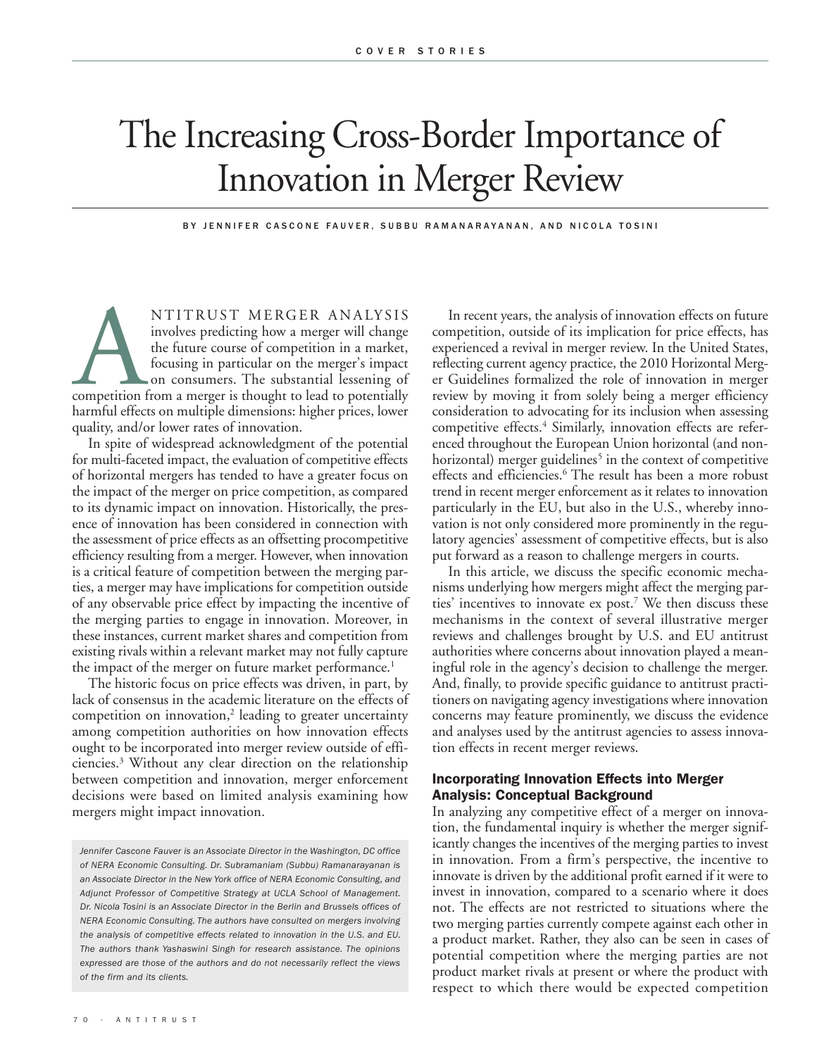# The Increasing Cross-Border Importance of Innovation in Merger Review

BY JENNIFER CASCONE FAUVER, SUBBU RAMANARAYANAN, AND NICOLA TOSINI

ANTITRUST MERGER ANALYSIS involves predicting how a merger will change the future course of competition in a market, focusing in particular on the merger's impact on consumers. The substantial lessening of competition from a merger is thought to lead to potentially harmful effects on multiple dimensions: higher prices, lower quality, and/or lower rates of innovation.

In spite of widespread acknowledgment of the potential for multi-faceted impact, the evaluation of competitive effects of horizontal mergers has tended to have a greater focus on the impact of the merger on price competition, as compared to its dynamic impact on innovation. Historically, the presence of innovation has been considered in connection with the assessment of price effects as an offsetting procompetitive efficiency resulting from a merger. However, when innovation is a critical feature of competition between the merging parties, a merger may have implications for competition outside of any observable price effect by impacting the incentive of the merging parties to engage in innovation. Moreover, in these instances, current market shares and competition from existing rivals within a relevant market may not fully capture the impact of the merger on future market performance.[1]

The historic focus on price effects was driven, in part, by lack of consensus in the academic literature on the effects of competition on innovation,[2] leading to greater uncertainty among competition authorities on how innovation effects ought to be incorporated into merger review outside of efficiencies.[3] Without any clear direction on the relationship between competition and innovation, merger enforcement decisions were based on limited analysis examining how mergers might impact innovation.

*Jennifer Cascone Fauver is an Associate Director in the Washington, DC office of NERA Economic Consulting. Dr. Subramaniam (Subbu) Ramanarayanan is an Associate Director in the New York office of NERA Economic Consulting, and Adjunct Professor of Competitive Strategy at UCLA School of Management. Dr. Nicola Tosini is an Associate Director in the Berlin and Brussels offices of NERA Economic Consulting. The authors have consulted on mergers involving the analysis of competitive effects related to innovation in the U.S. and EU. The authors thank Yashaswini Singh for research assistance. The opinions expressed are those of the authors and do not necessarily reflect the views of the firm and its clients.*

In recent years, the analysis of innovation effects on future competition, outside of its implication for price effects, has experienced a revival in merger review. In the United States, reflecting current agency practice, the 2010 Horizontal Merger Guidelines formalized the role of innovation in merger review by moving it from solely being a merger efficiency consideration to advocating for its inclusion when assessing competitive effects.[4] Similarly, innovation effects are referenced throughout the European Union horizontal (and non-horizontal) merger guidelines[5] in the context of competitive effects and efficiencies.[6] The result has been a more robust trend in recent merger enforcement as it relates to innovation particularly in the EU, but also in the U.S., whereby innovation is not only considered more prominently in the regulatory agencies' assessment of competitive effects, but is also put forward as a reason to challenge mergers in courts.

In this article, we discuss the specific economic mechanisms underlying how mergers might affect the merging parties' incentives to innovate ex post.[7] We then discuss these mechanisms in the context of several illustrative merger reviews and challenges brought by U.S. and EU antitrust authorities where concerns about innovation played a meaningful role in the agency's decision to challenge the merger. And, finally, to provide specific guidance to antitrust practitioners on navigating agency investigations where innovation concerns may feature prominently, we discuss the evidence and analyses used by the antitrust agencies to assess innovation effects in recent merger reviews.

## Incorporating Innovation Effects into Merger Analysis: Conceptual Background

In analyzing any competitive effect of a merger on innovation, the fundamental inquiry is whether the merger significantly changes the incentives of the merging parties to invest in innovation. From a firm's perspective, the incentive to innovate is driven by the additional profit earned if it were to invest in innovation, compared to a scenario where it does not. The effects are not restricted to situations where the two merging parties currently compete against each other in a product market. Rather, they also can be seen in cases of potential competition where the merging parties are not product market rivals at present or where the product with respect to which there would be expected competition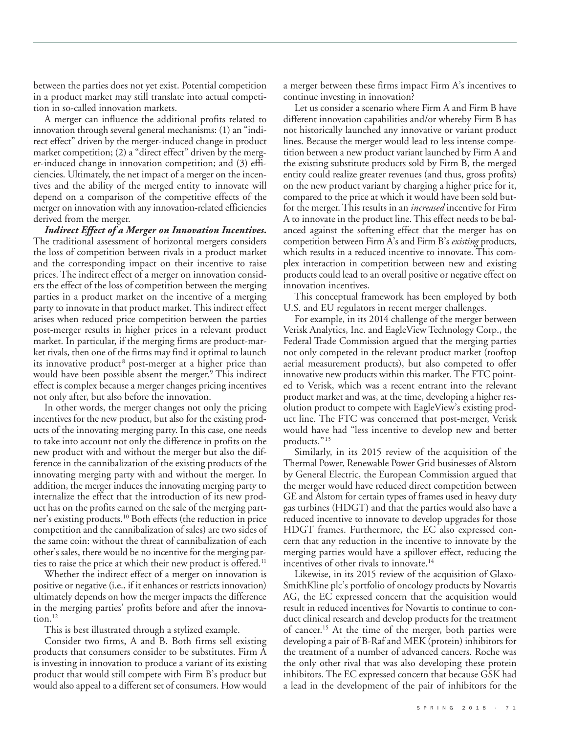between the parties does not yet exist. Potential competition in a product market may still translate into actual competition in so-called innovation markets.

A merger can influence the additional profits related to innovation through several general mechanisms: (1) an "indirect effect" driven by the merger-induced change in product market competition; (2) a "direct effect" driven by the merger-induced change in innovation competition; and (3) efficiencies. Ultimately, the net impact of a merger on the incentives and the ability of the merged entity to innovate will depend on a comparison of the competitive effects of the merger on innovation with any innovation-related efficiencies derived from the merger.

***Indirect Effect of a Merger on Innovation Incentives.*** The traditional assessment of horizontal mergers considers the loss of competition between rivals in a product market and the corresponding impact on their incentive to raise prices. The indirect effect of a merger on innovation considers the effect of the loss of competition between the merging parties in a product market on the incentive of a merging party to innovate in that product market. This indirect effect arises when reduced price competition between the parties post-merger results in higher prices in a relevant product market. In particular, if the merging firms are product-market rivals, then one of the firms may find it optimal to launch its innovative product[8] post-merger at a higher price than would have been possible absent the merger.[9] This indirect effect is complex because a merger changes pricing incentives not only after, but also before the innovation.

In other words, the merger changes not only the pricing incentives for the new product, but also for the existing products of the innovating merging party. In this case, one needs to take into account not only the difference in profits on the new product with and without the merger but also the difference in the cannibalization of the existing products of the innovating merging party with and without the merger. In addition, the merger induces the innovating merging party to internalize the effect that the introduction of its new product has on the profits earned on the sale of the merging partner's existing products.[10] Both effects (the reduction in price competition and the cannibalization of sales) are two sides of the same coin: without the threat of cannibalization of each other's sales, there would be no incentive for the merging parties to raise the price at which their new product is offered.[11]

Whether the indirect effect of a merger on innovation is positive or negative (i.e., if it enhances or restricts innovation) ultimately depends on how the merger impacts the difference in the merging parties' profits before and after the innovation.[12]

This is best illustrated through a stylized example.

Consider two firms, A and B. Both firms sell existing products that consumers consider to be substitutes. Firm A is investing in innovation to produce a variant of its existing product that would still compete with Firm B's product but would also appeal to a different set of consumers. How would a merger between these firms impact Firm A's incentives to continue investing in innovation?

Let us consider a scenario where Firm A and Firm B have different innovation capabilities and/or whereby Firm B has not historically launched any innovative or variant product lines. Because the merger would lead to less intense competition between a new product variant launched by Firm A and the existing substitute products sold by Firm B, the merged entity could realize greater revenues (and thus, gross profits) on the new product variant by charging a higher price for it, compared to the price at which it would have been sold but-for the merger. This results in an *increased* incentive for Firm A to innovate in the product line. This effect needs to be balanced against the softening effect that the merger has on competition between Firm A's and Firm B's *existing* products, which results in a reduced incentive to innovate. This complex interaction in competition between new and existing products could lead to an overall positive or negative effect on innovation incentives.

This conceptual framework has been employed by both U.S. and EU regulators in recent merger challenges.

For example, in its 2014 challenge of the merger between Verisk Analytics, Inc. and EagleView Technology Corp., the Federal Trade Commission argued that the merging parties not only competed in the relevant product market (rooftop aerial measurement products), but also competed to offer innovative new products within this market. The FTC pointed to Verisk, which was a recent entrant into the relevant product market and was, at the time, developing a higher resolution product to compete with EagleView's existing product line. The FTC was concerned that post-merger, Verisk would have had "less incentive to develop new and better products."[13]

Similarly, in its 2015 review of the acquisition of the Thermal Power, Renewable Power Grid businesses of Alstom by General Electric, the European Commission argued that the merger would have reduced direct competition between GE and Alstom for certain types of frames used in heavy duty gas turbines (HDGT) and that the parties would also have a reduced incentive to innovate to develop upgrades for those HDGT frames. Furthermore, the EC also expressed concern that any reduction in the incentive to innovate by the merging parties would have a spillover effect, reducing the incentives of other rivals to innovate.[14]

Likewise, in its 2015 review of the acquisition of GlaxoSmithKline plc's portfolio of oncology products by Novartis AG, the EC expressed concern that the acquisition would result in reduced incentives for Novartis to continue to conduct clinical research and develop products for the treatment of cancer.[15] At the time of the merger, both parties were developing a pair of B-Raf and MEK (protein) inhibitors for the treatment of a number of advanced cancers. Roche was the only other rival that was also developing these protein inhibitors. The EC expressed concern that because GSK had a lead in the development of the pair of inhibitors for the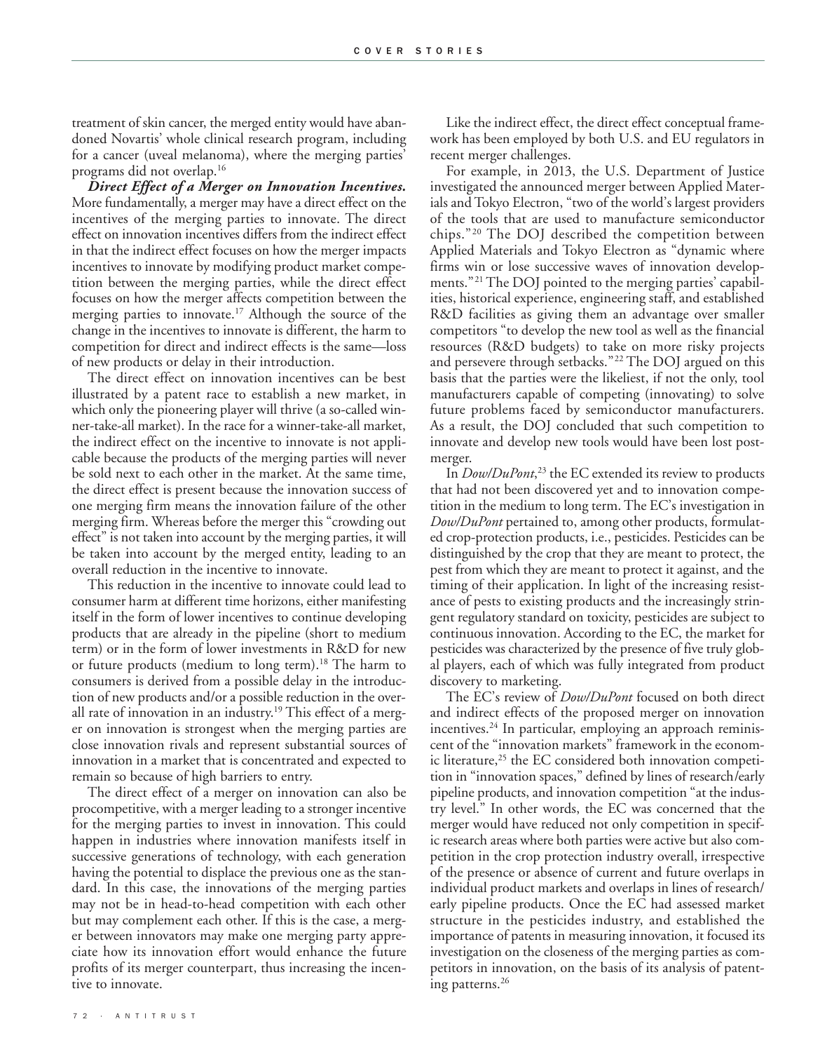treatment of skin cancer, the merged entity would have abandoned Novartis' whole clinical research program, including for a cancer (uveal melanoma), where the merging parties' programs did not overlap.[16]

***Direct Effect of a Merger on Innovation Incentives.*** More fundamentally, a merger may have a direct effect on the incentives of the merging parties to innovate. The direct effect on innovation incentives differs from the indirect effect in that the indirect effect focuses on how the merger impacts incentives to innovate by modifying product market competition between the merging parties, while the direct effect focuses on how the merger affects competition between the merging parties to innovate.[17] Although the source of the change in the incentives to innovate is different, the harm to competition for direct and indirect effects is the same—loss of new products or delay in their introduction.

The direct effect on innovation incentives can be best illustrated by a patent race to establish a new market, in which only the pioneering player will thrive (a so-called winner-take-all market). In the race for a winner-take-all market, the indirect effect on the incentive to innovate is not applicable because the products of the merging parties will never be sold next to each other in the market. At the same time, the direct effect is present because the innovation success of one merging firm means the innovation failure of the other merging firm. Whereas before the merger this "crowding out effect" is not taken into account by the merging parties, it will be taken into account by the merged entity, leading to an overall reduction in the incentive to innovate.

This reduction in the incentive to innovate could lead to consumer harm at different time horizons, either manifesting itself in the form of lower incentives to continue developing products that are already in the pipeline (short to medium term) or in the form of lower investments in R&D for new or future products (medium to long term).[18] The harm to consumers is derived from a possible delay in the introduction of new products and/or a possible reduction in the overall rate of innovation in an industry.[19] This effect of a merger on innovation is strongest when the merging parties are close innovation rivals and represent substantial sources of innovation in a market that is concentrated and expected to remain so because of high barriers to entry.

The direct effect of a merger on innovation can also be procompetitive, with a merger leading to a stronger incentive for the merging parties to invest in innovation. This could happen in industries where innovation manifests itself in successive generations of technology, with each generation having the potential to displace the previous one as the standard. In this case, the innovations of the merging parties may not be in head-to-head competition with each other but may complement each other. If this is the case, a merger between innovators may make one merging party appreciate how its innovation effort would enhance the future profits of its merger counterpart, thus increasing the incentive to innovate.

Like the indirect effect, the direct effect conceptual framework has been employed by both U.S. and EU regulators in recent merger challenges.

For example, in 2013, the U.S. Department of Justice investigated the announced merger between Applied Materials and Tokyo Electron, "two of the world's largest providers of the tools that are used to manufacture semiconductor chips."[20] The DOJ described the competition between Applied Materials and Tokyo Electron as "dynamic where firms win or lose successive waves of innovation developments."[21] The DOJ pointed to the merging parties' capabilities, historical experience, engineering staff, and established R&D facilities as giving them an advantage over smaller competitors "to develop the new tool as well as the financial resources (R&D budgets) to take on more risky projects and persevere through setbacks."[22] The DOJ argued on this basis that the parties were the likeliest, if not the only, tool manufacturers capable of competing (innovating) to solve future problems faced by semiconductor manufacturers. As a result, the DOJ concluded that such competition to innovate and develop new tools would have been lost post-merger.

In *Dow/DuPont*,[23] the EC extended its review to products that had not been discovered yet and to innovation competition in the medium to long term. The EC's investigation in *Dow/DuPont* pertained to, among other products, formulated crop-protection products, i.e., pesticides. Pesticides can be distinguished by the crop that they are meant to protect, the pest from which they are meant to protect it against, and the timing of their application. In light of the increasing resistance of pests to existing products and the increasingly stringent regulatory standard on toxicity, pesticides are subject to continuous innovation. According to the EC, the market for pesticides was characterized by the presence of five truly global players, each of which was fully integrated from product discovery to marketing.

The EC's review of *Dow/DuPont* focused on both direct and indirect effects of the proposed merger on innovation incentives.[24] In particular, employing an approach reminiscent of the "innovation markets" framework in the economic literature,[25] the EC considered both innovation competition in "innovation spaces," defined by lines of research/early pipeline products, and innovation competition "at the industry level." In other words, the EC was concerned that the merger would have reduced not only competition in specific research areas where both parties were active but also competition in the crop protection industry overall, irrespective of the presence or absence of current and future overlaps in individual product markets and overlaps in lines of research/early pipeline products. Once the EC had assessed market structure in the pesticides industry, and established the importance of patents in measuring innovation, it focused its investigation on the closeness of the merging parties as competitors in innovation, on the basis of its analysis of patenting patterns.[26]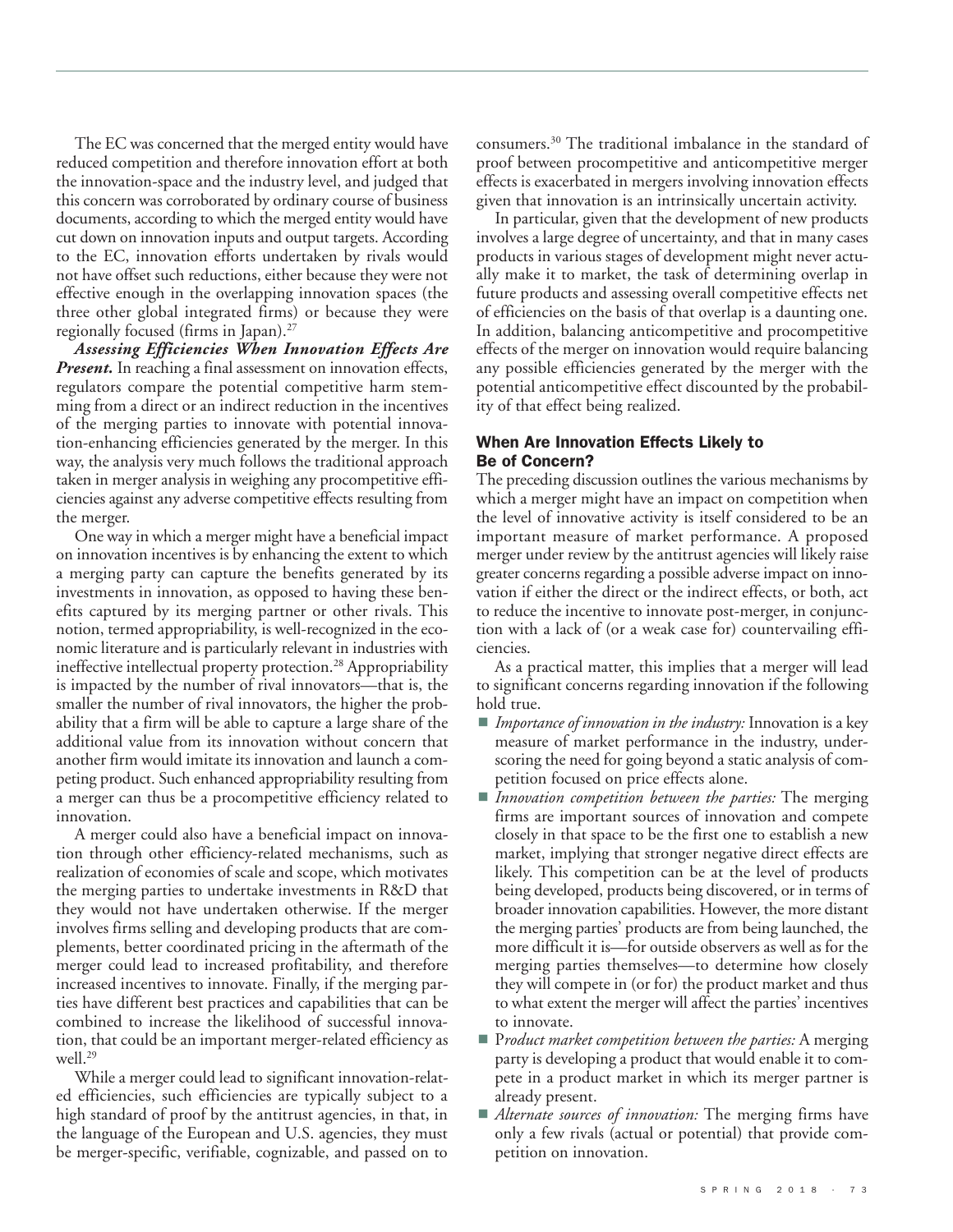The EC was concerned that the merged entity would have reduced competition and therefore innovation effort at both the innovation-space and the industry level, and judged that this concern was corroborated by ordinary course of business documents, according to which the merged entity would have cut down on innovation inputs and output targets. According to the EC, innovation efforts undertaken by rivals would not have offset such reductions, either because they were not effective enough in the overlapping innovation spaces (the three other global integrated firms) or because they were regionally focused (firms in Japan).[27]

***Assessing Efficiencies When Innovation Effects Are Present.*** In reaching a final assessment on innovation effects, regulators compare the potential competitive harm stemming from a direct or an indirect reduction in the incentives of the merging parties to innovate with potential innovation-enhancing efficiencies generated by the merger. In this way, the analysis very much follows the traditional approach taken in merger analysis in weighing any procompetitive efficiencies against any adverse competitive effects resulting from the merger.

One way in which a merger might have a beneficial impact on innovation incentives is by enhancing the extent to which a merging party can capture the benefits generated by its investments in innovation, as opposed to having these benefits captured by its merging partner or other rivals. This notion, termed appropriability, is well-recognized in the economic literature and is particularly relevant in industries with ineffective intellectual property protection.[28] Appropriability is impacted by the number of rival innovators—that is, the smaller the number of rival innovators, the higher the probability that a firm will be able to capture a large share of the additional value from its innovation without concern that another firm would imitate its innovation and launch a competing product. Such enhanced appropriability resulting from a merger can thus be a procompetitive efficiency related to innovation.

A merger could also have a beneficial impact on innovation through other efficiency-related mechanisms, such as realization of economies of scale and scope, which motivates the merging parties to undertake investments in R&D that they would not have undertaken otherwise. If the merger involves firms selling and developing products that are complements, better coordinated pricing in the aftermath of the merger could lead to increased profitability, and therefore increased incentives to innovate. Finally, if the merging parties have different best practices and capabilities that can be combined to increase the likelihood of successful innovation, that could be an important merger-related efficiency as well.[29]

While a merger could lead to significant innovation-related efficiencies, such efficiencies are typically subject to a high standard of proof by the antitrust agencies, in that, in the language of the European and U.S. agencies, they must be merger-specific, verifiable, cognizable, and passed on to consumers.[30] The traditional imbalance in the standard of proof between procompetitive and anticompetitive merger effects is exacerbated in mergers involving innovation effects given that innovation is an intrinsically uncertain activity.

In particular, given that the development of new products involves a large degree of uncertainty, and that in many cases products in various stages of development might never actually make it to market, the task of determining overlap in future products and assessing overall competitive effects net of efficiencies on the basis of that overlap is a daunting one. In addition, balancing anticompetitive and procompetitive effects of the merger on innovation would require balancing any possible efficiencies generated by the merger with the potential anticompetitive effect discounted by the probability of that effect being realized.

## When Are Innovation Effects Likely to Be of Concern?

The preceding discussion outlines the various mechanisms by which a merger might have an impact on competition when the level of innovative activity is itself considered to be an important measure of market performance. A proposed merger under review by the antitrust agencies will likely raise greater concerns regarding a possible adverse impact on innovation if either the direct or the indirect effects, or both, act to reduce the incentive to innovate post-merger, in conjunction with a lack of (or a weak case for) countervailing efficiencies.

As a practical matter, this implies that a merger will lead to significant concerns regarding innovation if the following hold true.

- *Importance of innovation in the industry:* Innovation is a key measure of market performance in the industry, underscoring the need for going beyond a static analysis of competition focused on price effects alone.
- *Innovation competition between the parties:* The merging firms are important sources of innovation and compete closely in that space to be the first one to establish a new market, implying that stronger negative direct effects are likely. This competition can be at the level of products being developed, products being discovered, or in terms of broader innovation capabilities. However, the more distant the merging parties' products are from being launched, the more difficult it is—for outside observers as well as for the merging parties themselves—to determine how closely they will compete in (or for) the product market and thus to what extent the merger will affect the parties' incentives to innovate.
- P*roduct market competition between the parties:* A merging party is developing a product that would enable it to compete in a product market in which its merger partner is already present.
- *Alternate sources of innovation:* The merging firms have only a few rivals (actual or potential) that provide competition on innovation.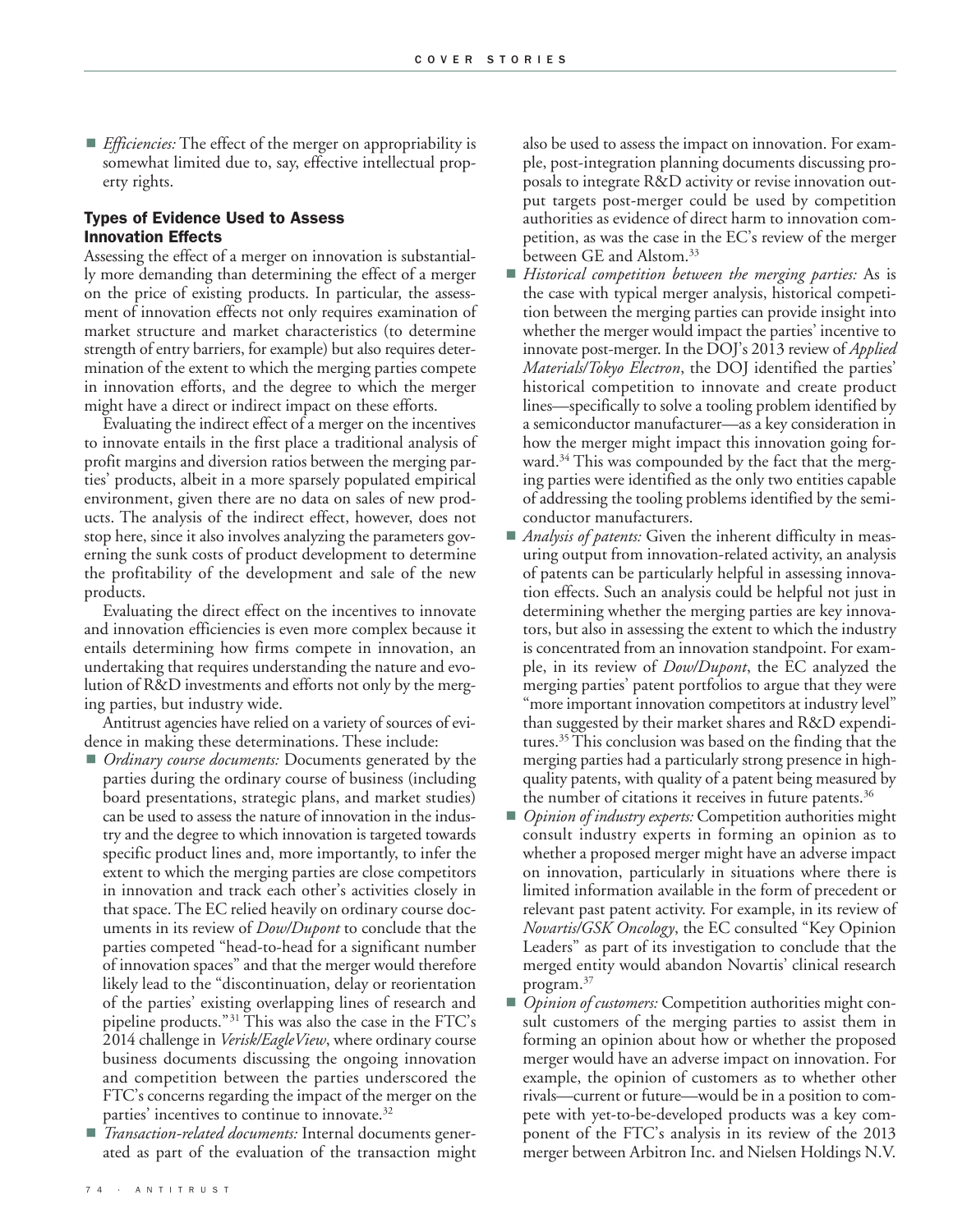- *Efficiencies:* The effect of the merger on appropriability is somewhat limited due to, say, effective intellectual property rights.

## Types of Evidence Used to Assess Innovation Effects

Assessing the effect of a merger on innovation is substantially more demanding than determining the effect of a merger on the price of existing products. In particular, the assessment of innovation effects not only requires examination of market structure and market characteristics (to determine strength of entry barriers, for example) but also requires determination of the extent to which the merging parties compete in innovation efforts, and the degree to which the merger might have a direct or indirect impact on these efforts.

Evaluating the indirect effect of a merger on the incentives to innovate entails in the first place a traditional analysis of profit margins and diversion ratios between the merging parties' products, albeit in a more sparsely populated empirical environment, given there are no data on sales of new products. The analysis of the indirect effect, however, does not stop here, since it also involves analyzing the parameters governing the sunk costs of product development to determine the profitability of the development and sale of the new products.

Evaluating the direct effect on the incentives to innovate and innovation efficiencies is even more complex because it entails determining how firms compete in innovation, an undertaking that requires understanding the nature and evolution of R&D investments and efforts not only by the merging parties, but industry wide.

Antitrust agencies have relied on a variety of sources of evidence in making these determinations. These include:

- *Ordinary course documents:* Documents generated by the parties during the ordinary course of business (including board presentations, strategic plans, and market studies) can be used to assess the nature of innovation in the industry and the degree to which innovation is targeted towards specific product lines and, more importantly, to infer the extent to which the merging parties are close competitors in innovation and track each other's activities closely in that space. The EC relied heavily on ordinary course documents in its review of *Dow/Dupont* to conclude that the parties competed "head-to-head for a significant number of innovation spaces" and that the merger would therefore likely lead to the "discontinuation, delay or reorientation of the parties' existing overlapping lines of research and pipeline products."[31] This was also the case in the FTC's 2014 challenge in *Verisk/EagleView*, where ordinary course business documents discussing the ongoing innovation and competition between the parties underscored the FTC's concerns regarding the impact of the merger on the parties' incentives to continue to innovate.[32]
- *Transaction-related documents:* Internal documents generated as part of the evaluation of the transaction might also be used to assess the impact on innovation. For example, post-integration planning documents discussing proposals to integrate R&D activity or revise innovation output targets post-merger could be used by competition authorities as evidence of direct harm to innovation competition, as was the case in the EC's review of the merger between GE and Alstom.[33]
- *Historical competition between the merging parties:* As is the case with typical merger analysis, historical competition between the merging parties can provide insight into whether the merger would impact the parties' incentive to innovate post-merger. In the DOJ's 2013 review of *Applied Materials/Tokyo Electron*, the DOJ identified the parties' historical competition to innovate and create product lines—specifically to solve a tooling problem identified by a semiconductor manufacturer—as a key consideration in how the merger might impact this innovation going forward.[34] This was compounded by the fact that the merging parties were identified as the only two entities capable of addressing the tooling problems identified by the semiconductor manufacturers.
- *Analysis of patents:* Given the inherent difficulty in measuring output from innovation-related activity, an analysis of patents can be particularly helpful in assessing innovation effects. Such an analysis could be helpful not just in determining whether the merging parties are key innovators, but also in assessing the extent to which the industry is concentrated from an innovation standpoint. For example, in its review of *Dow/Dupont*, the EC analyzed the merging parties' patent portfolios to argue that they were "more important innovation competitors at industry level" than suggested by their market shares and R&D expenditures.[35] This conclusion was based on the finding that the merging parties had a particularly strong presence in high-quality patents, with quality of a patent being measured by the number of citations it receives in future patents.[36]
- *Opinion of industry experts:* Competition authorities might consult industry experts in forming an opinion as to whether a proposed merger might have an adverse impact on innovation, particularly in situations where there is limited information available in the form of precedent or relevant past patent activity. For example, in its review of *Novartis/GSK Oncology*, the EC consulted "Key Opinion Leaders" as part of its investigation to conclude that the merged entity would abandon Novartis' clinical research program.[37]
- *Opinion of customers:* Competition authorities might consult customers of the merging parties to assist them in forming an opinion about how or whether the proposed merger would have an adverse impact on innovation. For example, the opinion of customers as to whether other rivals—current or future—would be in a position to compete with yet-to-be-developed products was a key component of the FTC's analysis in its review of the 2013 merger between Arbitron Inc. and Nielsen Holdings N.V.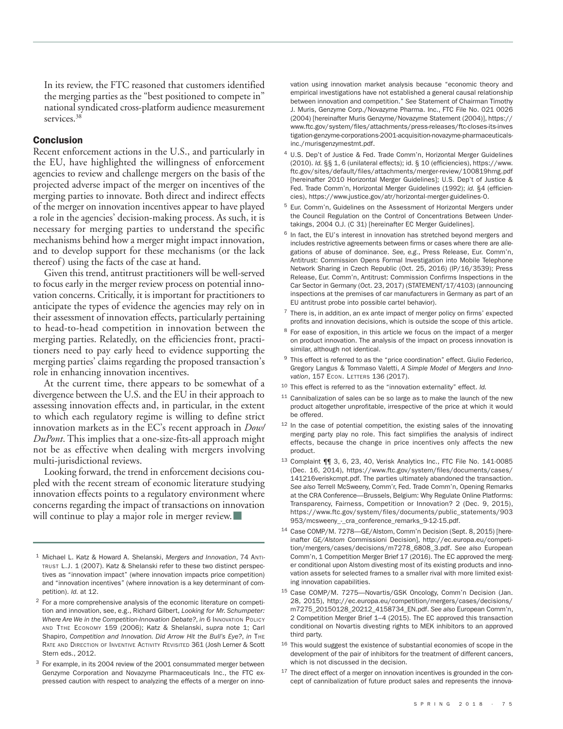In its review, the FTC reasoned that customers identified the merging parties as the "best positioned to compete in" national syndicated cross-platform audience measurement services.[38]

## Conclusion

Recent enforcement actions in the U.S., and particularly in the EU, have highlighted the willingness of enforcement agencies to review and challenge mergers on the basis of the projected adverse impact of the merger on incentives of the merging parties to innovate. Both direct and indirect effects of the merger on innovation incentives appear to have played a role in the agencies' decision-making process. As such, it is necessary for merging parties to understand the specific mechanisms behind how a merger might impact innovation, and to develop support for these mechanisms (or the lack thereof) using the facts of the case at hand.

Given this trend, antitrust practitioners will be well-served to focus early in the merger review process on potential innovation concerns. Critically, it is important for practitioners to anticipate the types of evidence the agencies may rely on in their assessment of innovation effects, particularly pertaining to head-to-head competition in innovation between the merging parties. Relatedly, on the efficiencies front, practitioners need to pay early heed to evidence supporting the merging parties' claims regarding the proposed transaction's role in enhancing innovation incentives.

At the current time, there appears to be somewhat of a divergence between the U.S. and the EU in their approach to assessing innovation effects and, in particular, in the extent to which each regulatory regime is willing to define strict innovation markets as in the EC's recent approach in *Dow/DuPont*. This implies that a one-size-fits-all approach might not be as effective when dealing with mergers involving multi-jurisdictional reviews.

Looking forward, the trend in enforcement decisions coupled with the recent stream of economic literature studying innovation effects points to a regulatory environment where concerns regarding the impact of transactions on innovation will continue to play a major role in merger review. ■

---

1 Michael L. Katz & Howard A. Shelanski, *Mergers and Innovation*, 74 Antitrust L.J. 1 (2007). Katz & Shelanski refer to these two distinct perspectives as "innovation impact" (where innovation impacts price competition) and "innovation incentives" (where innovation is a key determinant of competition). *Id.* at 12.

2 For a more comprehensive analysis of the economic literature on competition and innovation, see, e.g., Richard Gilbert, *Looking for Mr. Schumpeter: Where Are We in the Competition-Innovation Debate?*, *in* 6 Innovation Policy and Tthe Economy 159 (2006); Katz & Shelanski, *supra* note 1; Carl Shapiro, *Competition and Innovation. Did Arrow Hit the Bull's Eye?*, *in* The Rate and Direction of Inventive Activity Revisited 361 (Josh Lerner & Scott Stern eds., 2012.

3 For example, in its 2004 review of the 2001 consummated merger between Genzyme Corporation and Novazyme Pharmaceuticals Inc., the FTC expressed caution with respect to analyzing the effects of a merger on innovation using innovation market analysis because "economic theory and empirical investigations have not established a general causal relationship between innovation and competition." *See* Statement of Chairman Timothy J. Muris, Genzyme Corp./Novazyme Pharma. Inc., FTC File No. 021 0026 (2004) [hereinafter Muris Genzyme/Novazyme Statement (2004)], https://www.ftc.gov/system/files/attachments/press-releases/ftc-closes-its-investigation-genzyme-corporations-2001-acquisition-novazyme-pharmaceuticals-inc./murisgenzymestmt.pdf.

4 U.S. Dep't of Justice & Fed. Trade Comm'n, Horizontal Merger Guidelines (2010). *Id.* §§ 1, 6 (unilateral effects); id. § 10 (efficiencies), https://www.ftc.gov/sites/default/files/attachments/merger-review/100819hmg.pdf [hereinafter 2010 Horizontal Merger Guidelines]; U.S. Dep't of Justice & Fed. Trade Comm'n, Horizontal Merger Guidelines (1992); *id.* §4 (efficiencies), https://www.justice.gov/atr/horizontal-merger-guidelines-0.

5 Eur. Comm'n, Guidelines on the Assessment of Horizontal Mergers under the Council Regulation on the Control of Concentrations Between Undertakings, 2004 O.J. (C 31) [hereinafter EC Merger Guidelines].

6 In fact, the EU's interest in innovation has stretched beyond mergers and includes restrictive agreements between firms or cases where there are allegations of abuse of dominance. *See, e.g.*, Press Release, Eur. Comm'n, Antitrust: Commission Opens Formal Investigation into Mobile Telephone Network Sharing in Czech Republic (Oct. 25, 2016) (IP/16/3539); Press Release, Eur. Comm'n, Antitrust: Commission Confirms Inspections in the Car Sector in Germany (Oct. 23, 2017) (STATEMENT/17/4103) (announcing inspections at the premises of car manufacturers in Germany as part of an EU antitrust probe into possible cartel behavior).

7 There is, in addition, an ex ante impact of merger policy on firms' expected profits and innovation decisions, which is outside the scope of this article.

8 For ease of exposition, in this article we focus on the impact of a merger on product innovation. The analysis of the impact on process innovation is similar, although not identical.

9 This effect is referred to as the "price coordination" effect. Giulio Federico, Gregory Langus & Tommaso Valetti, *A Simple Model of Mergers and Innovation*, 157 Econ. Letters 136 (2017).

10 This effect is referred to as the "innovation externality" effect. *Id.*

11 Cannibalization of sales can be so large as to make the launch of the new product altogether unprofitable, irrespective of the price at which it would be offered.

12 In the case of potential competition, the existing sales of the innovating merging party play no role. This fact simplifies the analysis of indirect effects, because the change in price incentives only affects the new product.

13 Complaint ¶¶ 3, 6, 23, 40, Verisk Analytics Inc., FTC File No. 141-0085 (Dec. 16, 2014), https://www.ftc.gov/system/files/documents/cases/141216veriskcmpt.pdf. The parties ultimately abandoned the transaction. *See also* Terrell McSweeny, Comm'r, Fed. Trade Comm'n, Opening Remarks at the CRA Conference—Brussels, Belgium: Why Regulate Online Platforms: Transparency, Fairness, Competition or Innovation? 2 (Dec. 9, 2015), https://www.ftc.gov/system/files/documents/public_statements/903953/mcsweeny_-_cra_conference_remarks_9-12-15.pdf.

14 Case COMP/M. 7278—GE/Alstom, Comm'n Decision (Sept. 8, 2015) [hereinafter *GE/Alstom* Commissioni Decision], http://ec.europa.eu/competition/mergers/cases/decisions/m7278_6808_3.pdf. *See also* European Comm'n, 1 Competition Merger Brief 17 (2016). The EC approved the merger conditional upon Alstom divesting most of its existing products and innovation assets for selected frames to a smaller rival with more limited existing innovation capabilities.

15 Case COMP/M. 7275—Novartis/GSK Oncology, Comm'n Decision (Jan. 28, 2015), http://ec.europa.eu/competition/mergers/cases/decisions/m7275_20150128_20212_4158734_EN.pdf. *See also* European Comm'n, 2 Competition Merger Brief 1–4 (2015). The EC approved this transaction conditional on Novartis divesting rights to MEK inhibitors to an approved third party.

16 This would suggest the existence of substantial economies of scope in the development of the pair of inhibitors for the treatment of different cancers, which is not discussed in the decision.

17 The direct effect of a merger on innovation incentives is grounded in the concept of cannibalization of future product sales and represents the innova-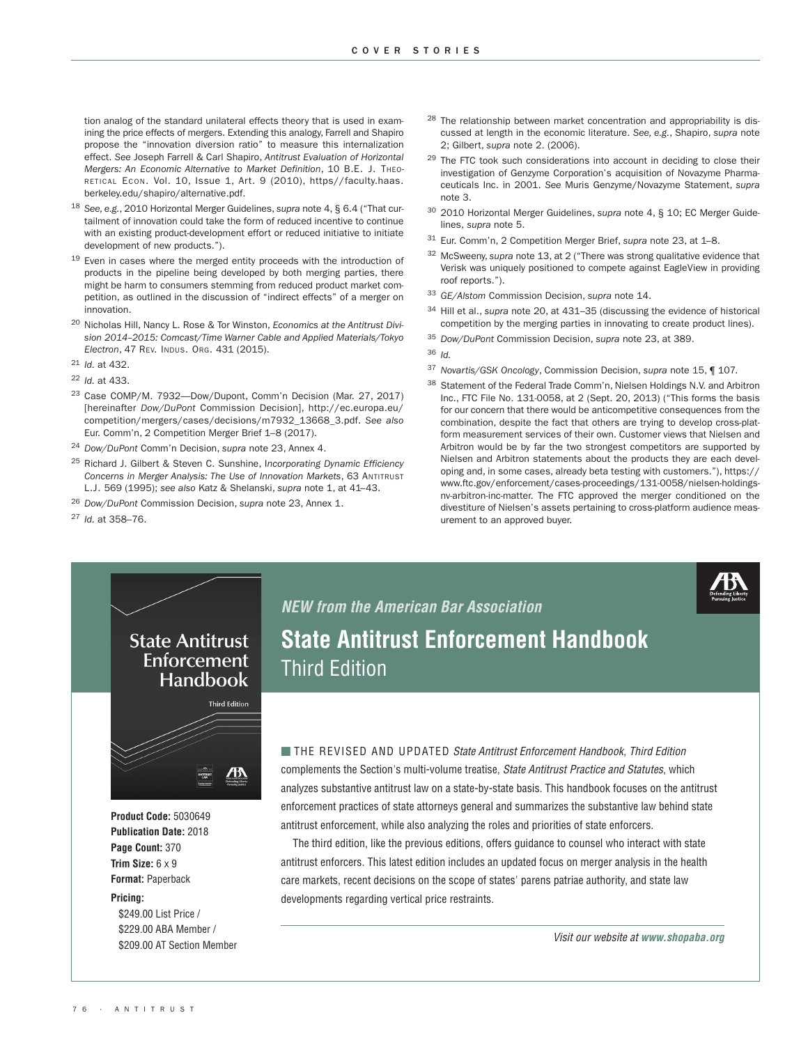tion analog of the standard unilateral effects theory that is used in examining the price effects of mergers. Extending this analogy, Farrell and Shapiro propose the "innovation diversion ratio" to measure this internalization effect. *See* Joseph Farrell & Carl Shapiro, *Antitrust Evaluation of Horizontal Mergers: An Economic Alternative to Market Definition*, 10 B.E. J. Theoretical Econ. Vol. 10, Issue 1, Art. 9 (2010), https//faculty.haas.berkeley.edu/shapiro/alternative.pdf.

[18] *See, e.g.*, 2010 Horizontal Merger Guidelines, *supra* note 4, § 6.4 ("That curtailment of innovation could take the form of reduced incentive to continue with an existing product-development effort or reduced initiative to initiate development of new products.").

[19] Even in cases where the merged entity proceeds with the introduction of products in the pipeline being developed by both merging parties, there might be harm to consumers stemming from reduced product market competition, as outlined in the discussion of "indirect effects" of a merger on innovation.

[20] Nicholas Hill, Nancy L. Rose & Tor Winston, *Economics at the Antitrust Division 2014–2015: Comcast/Time Warner Cable and Applied Materials/Tokyo Electron*, 47 Rev. Indus. Org. 431 (2015).

[21] *Id.* at 432.

[22] *Id.* at 433.

[23] Case COMP/M. 7932—Dow/Dupont, Comm'n Decision (Mar. 27, 2017) [hereinafter *Dow/DuPont* Commission Decision], http://ec.europa.eu/competition/mergers/cases/decisions/m7932_13668_3.pdf. *See also* Eur. Comm'n, 2 Competition Merger Brief 1–8 (2017).

[24] *Dow/DuPont* Comm'n Decision, *supra* note 23, Annex 4.

[25] Richard J. Gilbert & Steven C. Sunshine, I*ncorporating Dynamic Efficiency Concerns in Merger Analysis: The Use of Innovation Markets*, 63 Antitrust L.J. 569 (1995); *see also* Katz & Shelanski, *supra* note 1, at 41–43.

[26] *Dow/DuPont* Commission Decision, *supra* note 23, Annex 1.

[27] *Id.* at 358–76.

[28] The relationship between market concentration and appropriability is discussed at length in the economic literature. *See, e.g.*, Shapiro, *supra* note 2; Gilbert, *supra* note 2. (2006).

[29] The FTC took such considerations into account in deciding to close their investigation of Genzyme Corporation's acquisition of Novazyme Pharmaceuticals Inc. in 2001. *See* Muris Genzyme/Novazyme Statement, *supra* note 3.

[30] 2010 Horizontal Merger Guidelines, *supra* note 4, § 10; EC Merger Guidelines, *supra* note 5.

[31] Eur. Comm'n, 2 Competition Merger Brief, *supra* note 23, at 1–8.

[32] McSweeny, *supra* note 13, at 2 ("There was strong qualitative evidence that Verisk was uniquely positioned to compete against EagleView in providing roof reports.").

[33] *GE/Alstom* Commission Decision, *supra* note 14.

[34] Hill et al., *supra* note 20, at 431–35 (discussing the evidence of historical competition by the merging parties in innovating to create product lines).

[35] *Dow/DuPont* Commission Decision, *supra* note 23, at 389.

[36] *Id.*

[37] *Novartis/GSK Oncology*, Commission Decision, *supra* note 15, ¶ 107.

[38] Statement of the Federal Trade Comm'n, Nielsen Holdings N.V. and Arbitron Inc., FTC File No. 131-0058, at 2 (Sept. 20, 2013) ("This forms the basis for our concern that there would be anticompetitive consequences from the combination, despite the fact that others are trying to develop cross-platform measurement services of their own. Customer views that Nielsen and Arbitron would be by far the two strongest competitors are supported by Nielsen and Arbitron statements about the products they are each developing and, in some cases, already beta testing with customers."), https://www.ftc.gov/enforcement/cases-proceedings/131-0058/nielsen-holdings-nv-arbitron-inc-matter. The FTC approved the merger conditioned on the divestiture of Nielsen's assets pertaining to cross-platform audience measurement to an approved buyer.

---

*NEW from the American Bar Association*

## State Antitrust Enforcement Handbook
Third Edition

State Antitrust Enforcement Handbook

Third Edition

**Product Code:** 5030649
**Publication Date:** 2018
**Page Count:** 370
**Trim Size:** 6 x 9
**Format:** Paperback
**Pricing:**
$249.00 List Price /
$229.00 ABA Member /
$209.00 AT Section Member

THE REVISED AND UPDATED *State Antitrust Enforcement Handbook, Third Edition* complements the Section's multi-volume treatise, *State Antitrust Practice and Statutes*, which analyzes substantive antitrust law on a state-by-state basis. This handbook focuses on the antitrust enforcement practices of state attorneys general and summarizes the substantive law behind state antitrust enforcement, while also analyzing the roles and priorities of state enforcers.

The third edition, like the previous editions, offers guidance to counsel who interact with state antitrust enforcers. This latest edition includes an updated focus on merger analysis in the health care markets, recent decisions on the scope of states' parens patriae authority, and state law developments regarding vertical price restraints.

*Visit our website at* ***www.shopaba.org***